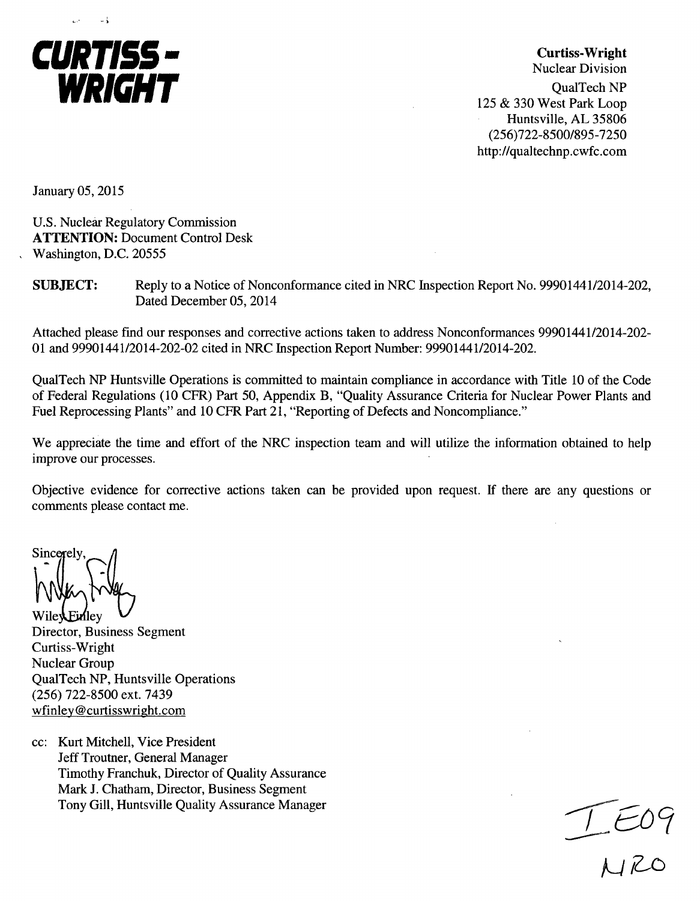**CURTISS - WRIGHT**

**Curtiss-Wright**
Nuclear Division
QualTech NP
125 & 330 West Park Loop
Huntsville, AL 35806
(256)722-8500/895-7250
http://qualtechnp.cwfc.com

January 05, 2015

U.S. Nuclear Regulatory Commission
**ATTENTION:** Document Control Desk
Washington, D.C. 20555

**SUBJECT:** Reply to a Notice of Nonconformance cited in NRC Inspection Report No. 99901441/2014-202, Dated December 05, 2014

Attached please find our responses and corrective actions taken to address Nonconformances 99901441/2014-202-01 and 99901441/2014-202-02 cited in NRC Inspection Report Number: 99901441/2014-202.

QualTech NP Huntsville Operations is committed to maintain compliance in accordance with Title 10 of the Code of Federal Regulations (10 CFR) Part 50, Appendix B, "Quality Assurance Criteria for Nuclear Power Plants and Fuel Reprocessing Plants" and 10 CFR Part 21, "Reporting of Defects and Noncompliance."

We appreciate the time and effort of the NRC inspection team and will utilize the information obtained to help improve our processes.

Objective evidence for corrective actions taken can be provided upon request. If there are any questions or comments please contact me.

Sincerely,

Wiley Finley
Director, Business Segment
Curtiss-Wright
Nuclear Group
QualTech NP, Huntsville Operations
(256) 722-8500 ext. 7439
wfinley@curtisswright.com

cc: Kurt Mitchell, Vice President
Jeff Troutner, General Manager
Timothy Franchuk, Director of Quality Assurance
Mark J. Chatham, Director, Business Segment
Tony Gill, Huntsville Quality Assurance Manager

IE09
NRO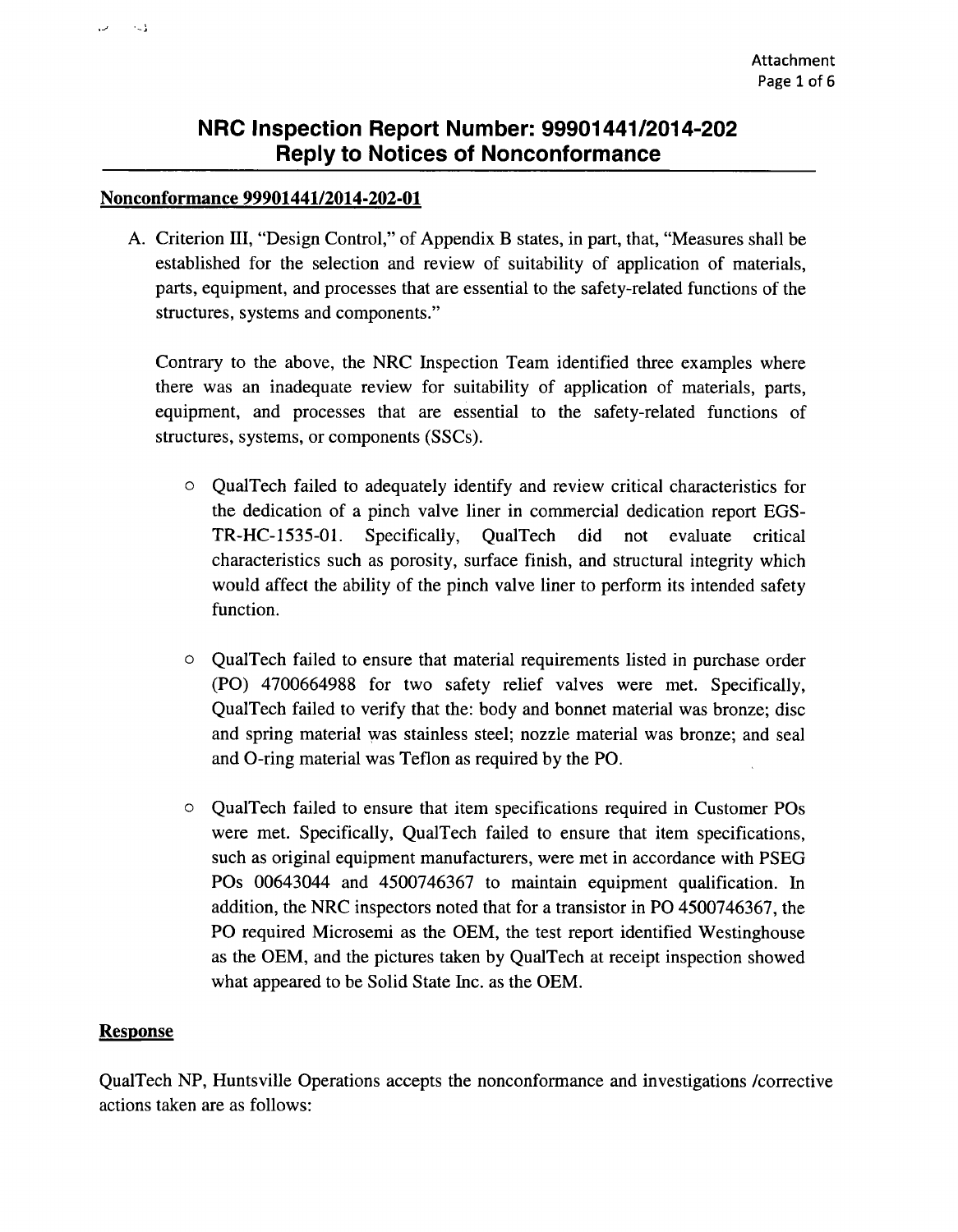# NRC Inspection Report Number: 99901441/2014-202
# Reply to Notices of Nonconformance

**Nonconformance 99901441/2014-202-01**

A. Criterion III, "Design Control," of Appendix B states, in part, that, "Measures shall be established for the selection and review of suitability of application of materials, parts, equipment, and processes that are essential to the safety-related functions of the structures, systems and components."

Contrary to the above, the NRC Inspection Team identified three examples where there was an inadequate review for suitability of application of materials, parts, equipment, and processes that are essential to the safety-related functions of structures, systems, or components (SSCs).

- QualTech failed to adequately identify and review critical characteristics for the dedication of a pinch valve liner in commercial dedication report EGS-TR-HC-1535-01. Specifically, QualTech did not evaluate critical characteristics such as porosity, surface finish, and structural integrity which would affect the ability of the pinch valve liner to perform its intended safety function.

- QualTech failed to ensure that material requirements listed in purchase order (PO) 4700664988 for two safety relief valves were met. Specifically, QualTech failed to verify that the: body and bonnet material was bronze; disc and spring material was stainless steel; nozzle material was bronze; and seal and O-ring material was Teflon as required by the PO.

- QualTech failed to ensure that item specifications required in Customer POs were met. Specifically, QualTech failed to ensure that item specifications, such as original equipment manufacturers, were met in accordance with PSEG POs 00643044 and 4500746367 to maintain equipment qualification. In addition, the NRC inspectors noted that for a transistor in PO 4500746367, the PO required Microsemi as the OEM, the test report identified Westinghouse as the OEM, and the pictures taken by QualTech at receipt inspection showed what appeared to be Solid State Inc. as the OEM.

**Response**

QualTech NP, Huntsville Operations accepts the nonconformance and investigations /corrective actions taken are as follows: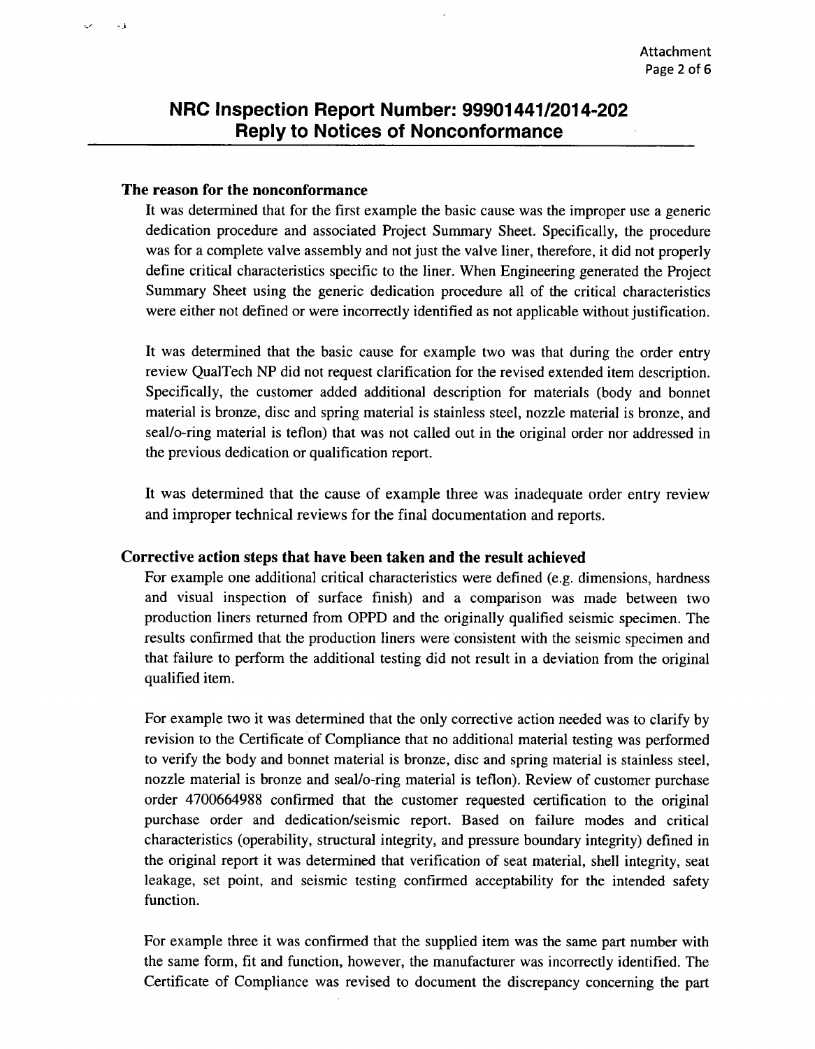## NRC Inspection Report Number: 99901441/2014-202
## Reply to Notices of Nonconformance

### The reason for the nonconformance

It was determined that for the first example the basic cause was the improper use a generic dedication procedure and associated Project Summary Sheet. Specifically, the procedure was for a complete valve assembly and not just the valve liner, therefore, it did not properly define critical characteristics specific to the liner. When Engineering generated the Project Summary Sheet using the generic dedication procedure all of the critical characteristics were either not defined or were incorrectly identified as not applicable without justification.

It was determined that the basic cause for example two was that during the order entry review QualTech NP did not request clarification for the revised extended item description. Specifically, the customer added additional description for materials (body and bonnet material is bronze, disc and spring material is stainless steel, nozzle material is bronze, and seal/o-ring material is teflon) that was not called out in the original order nor addressed in the previous dedication or qualification report.

It was determined that the cause of example three was inadequate order entry review and improper technical reviews for the final documentation and reports.

### Corrective action steps that have been taken and the result achieved

For example one additional critical characteristics were defined (e.g. dimensions, hardness and visual inspection of surface finish) and a comparison was made between two production liners returned from OPPD and the originally qualified seismic specimen. The results confirmed that the production liners were consistent with the seismic specimen and that failure to perform the additional testing did not result in a deviation from the original qualified item.

For example two it was determined that the only corrective action needed was to clarify by revision to the Certificate of Compliance that no additional material testing was performed to verify the body and bonnet material is bronze, disc and spring material is stainless steel, nozzle material is bronze and seal/o-ring material is teflon). Review of customer purchase order 4700664988 confirmed that the customer requested certification to the original purchase order and dedication/seismic report. Based on failure modes and critical characteristics (operability, structural integrity, and pressure boundary integrity) defined in the original report it was determined that verification of seat material, shell integrity, seat leakage, set point, and seismic testing confirmed acceptability for the intended safety function.

For example three it was confirmed that the supplied item was the same part number with the same form, fit and function, however, the manufacturer was incorrectly identified. The Certificate of Compliance was revised to document the discrepancy concerning the part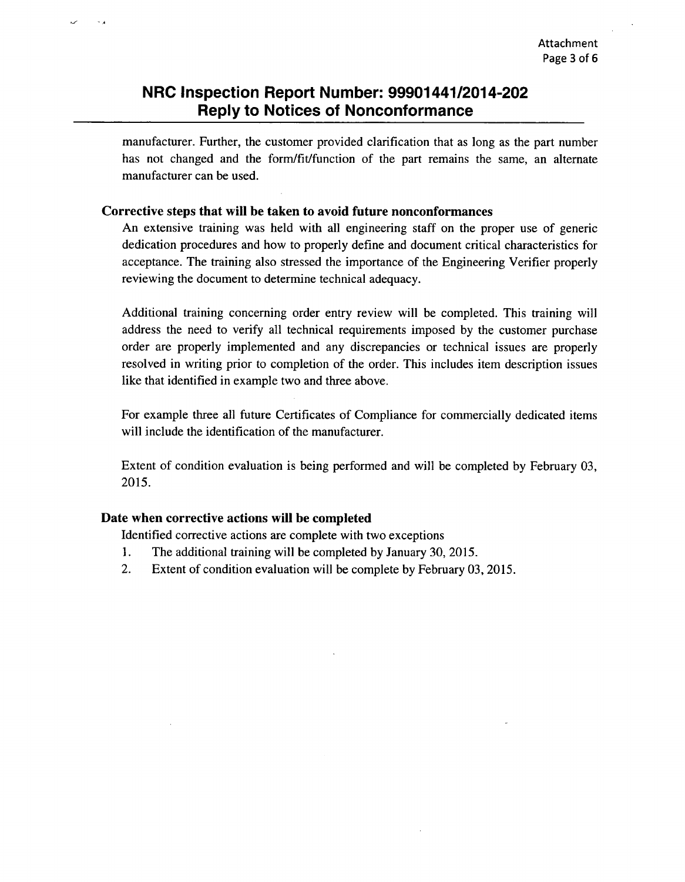manufacturer. Further, the customer provided clarification that as long as the part number has not changed and the form/fit/function of the part remains the same, an alternate manufacturer can be used.

### Corrective steps that will be taken to avoid future nonconformances

An extensive training was held with all engineering staff on the proper use of generic dedication procedures and how to properly define and document critical characteristics for acceptance. The training also stressed the importance of the Engineering Verifier properly reviewing the document to determine technical adequacy.

Additional training concerning order entry review will be completed. This training will address the need to verify all technical requirements imposed by the customer purchase order are properly implemented and any discrepancies or technical issues are properly resolved in writing prior to completion of the order. This includes item description issues like that identified in example two and three above.

For example three all future Certificates of Compliance for commercially dedicated items will include the identification of the manufacturer.

Extent of condition evaluation is being performed and will be completed by February 03, 2015.

### Date when corrective actions will be completed

Identified corrective actions are complete with two exceptions

1. The additional training will be completed by January 30, 2015.
2. Extent of condition evaluation will be complete by February 03, 2015.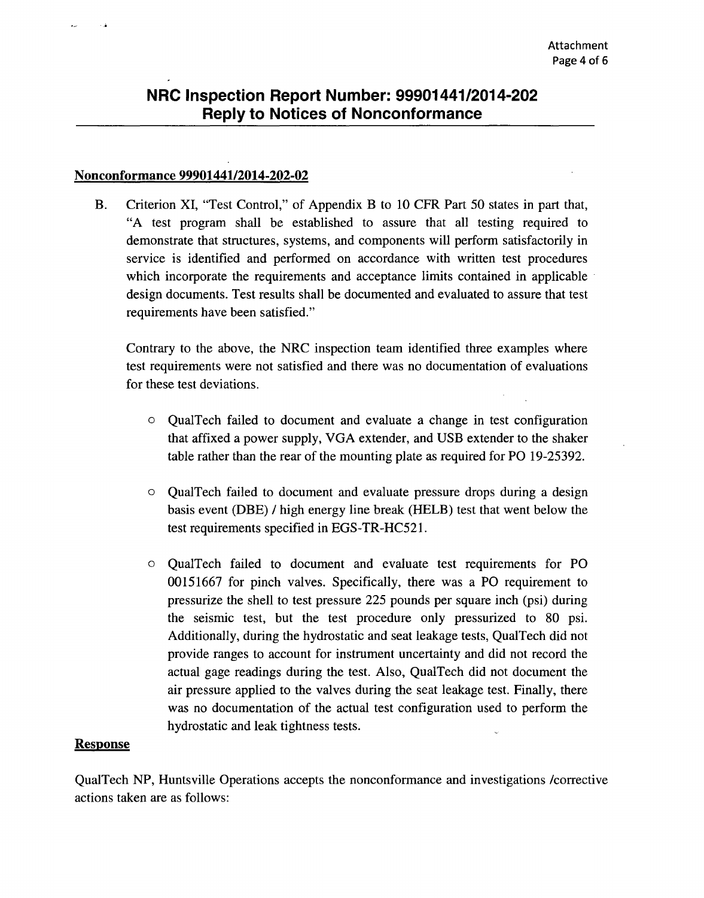## NRC Inspection Report Number: 99901441/2014-202
## Reply to Notices of Nonconformance

**Nonconformance 99901441/2014-202-02**

B. Criterion XI, "Test Control," of Appendix B to 10 CFR Part 50 states in part that, "A test program shall be established to assure that all testing required to demonstrate that structures, systems, and components will perform satisfactorily in service is identified and performed on accordance with written test procedures which incorporate the requirements and acceptance limits contained in applicable design documents. Test results shall be documented and evaluated to assure that test requirements have been satisfied."

   Contrary to the above, the NRC inspection team identified three examples where test requirements were not satisfied and there was no documentation of evaluations for these test deviations.

   - QualTech failed to document and evaluate a change in test configuration that affixed a power supply, VGA extender, and USB extender to the shaker table rather than the rear of the mounting plate as required for PO 19-25392.

   - QualTech failed to document and evaluate pressure drops during a design basis event (DBE) / high energy line break (HELB) test that went below the test requirements specified in EGS-TR-HC521.

   - QualTech failed to document and evaluate test requirements for PO 00151667 for pinch valves. Specifically, there was a PO requirement to pressurize the shell to test pressure 225 pounds per square inch (psi) during the seismic test, but the test procedure only pressurized to 80 psi. Additionally, during the hydrostatic and seat leakage tests, QualTech did not provide ranges to account for instrument uncertainty and did not record the actual gage readings during the test. Also, QualTech did not document the air pressure applied to the valves during the seat leakage test. Finally, there was no documentation of the actual test configuration used to perform the hydrostatic and leak tightness tests.

**Response**

QualTech NP, Huntsville Operations accepts the nonconformance and investigations /corrective actions taken are as follows: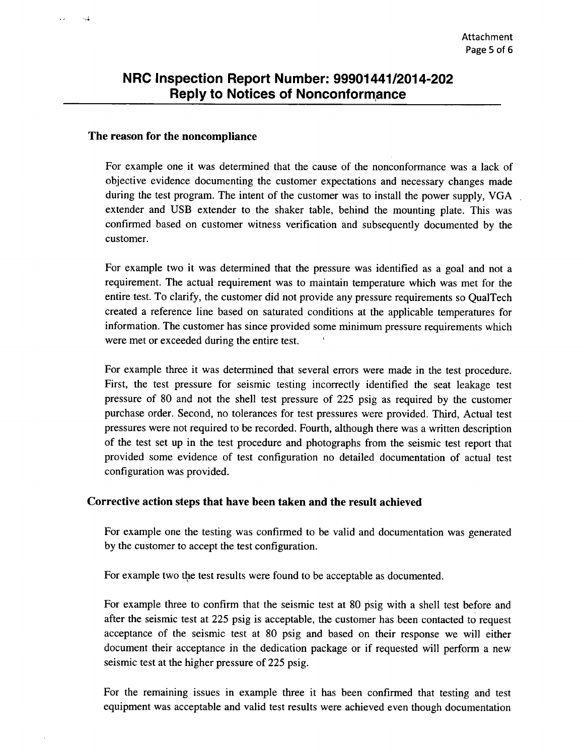## NRC Inspection Report Number: 99901441/2014-202
## Reply to Notices of Nonconformance

### The reason for the noncompliance

For example one it was determined that the cause of the nonconformance was a lack of objective evidence documenting the customer expectations and necessary changes made during the test program. The intent of the customer was to install the power supply, VGA extender and USB extender to the shaker table, behind the mounting plate. This was confirmed based on customer witness verification and subsequently documented by the customer.

For example two it was determined that the pressure was identified as a goal and not a requirement. The actual requirement was to maintain temperature which was met for the entire test. To clarify, the customer did not provide any pressure requirements so QualTech created a reference line based on saturated conditions at the applicable temperatures for information. The customer has since provided some minimum pressure requirements which were met or exceeded during the entire test.

For example three it was determined that several errors were made in the test procedure. First, the test pressure for seismic testing incorrectly identified the seat leakage test pressure of 80 and not the shell test pressure of 225 psig as required by the customer purchase order. Second, no tolerances for test pressures were provided. Third, Actual test pressures were not required to be recorded. Fourth, although there was a written description of the test set up in the test procedure and photographs from the seismic test report that provided some evidence of test configuration no detailed documentation of actual test configuration was provided.

### Corrective action steps that have been taken and the result achieved

For example one the testing was confirmed to be valid and documentation was generated by the customer to accept the test configuration.

For example two the test results were found to be acceptable as documented.

For example three to confirm that the seismic test at 80 psig with a shell test before and after the seismic test at 225 psig is acceptable, the customer has been contacted to request acceptance of the seismic test at 80 psig and based on their response we will either document their acceptance in the dedication package or if requested will perform a new seismic test at the higher pressure of 225 psig.

For the remaining issues in example three it has been confirmed that testing and test equipment was acceptable and valid test results were achieved even though documentation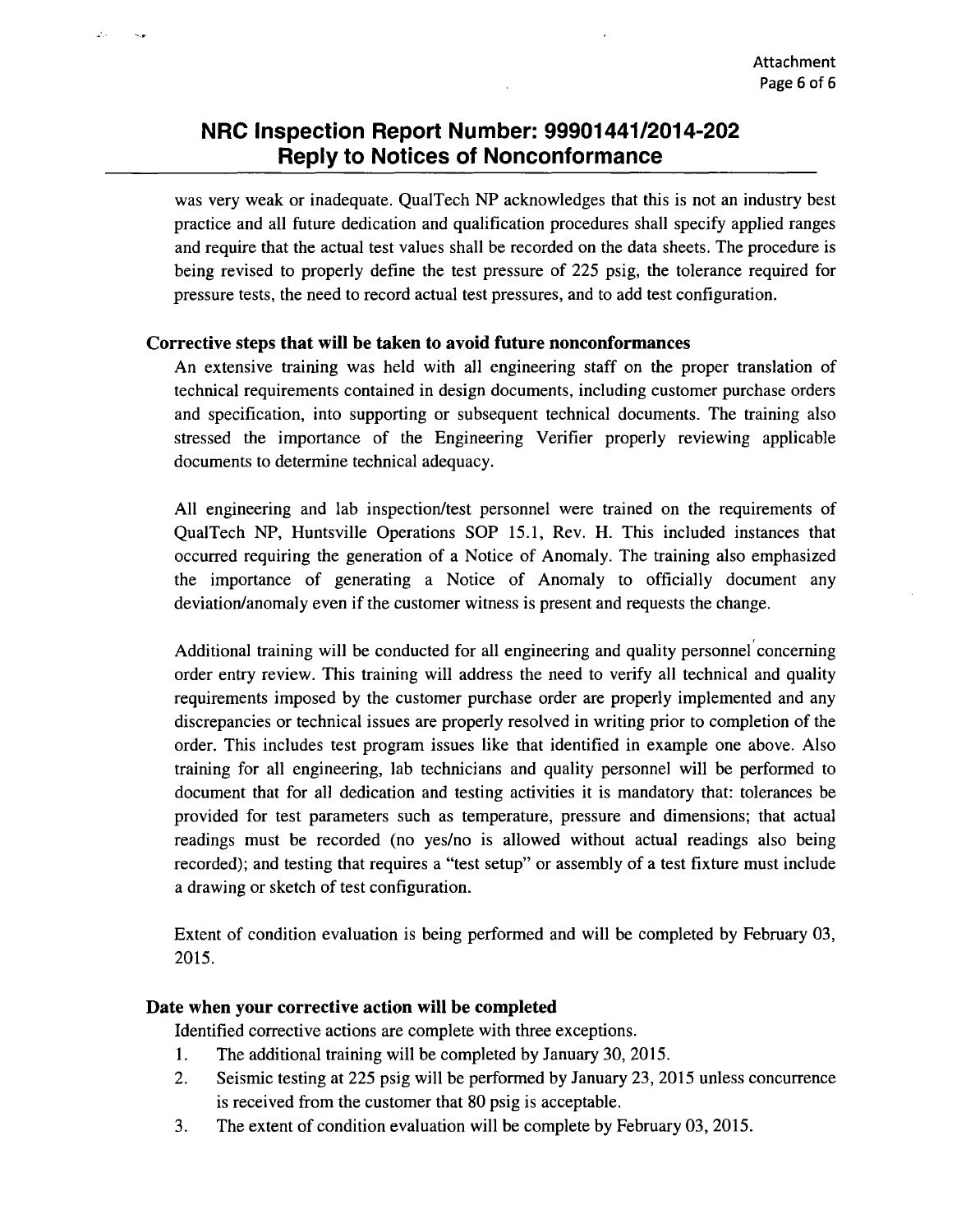was very weak or inadequate. QualTech NP acknowledges that this is not an industry best practice and all future dedication and qualification procedures shall specify applied ranges and require that the actual test values shall be recorded on the data sheets. The procedure is being revised to properly define the test pressure of 225 psig, the tolerance required for pressure tests, the need to record actual test pressures, and to add test configuration.

### Corrective steps that will be taken to avoid future nonconformances

An extensive training was held with all engineering staff on the proper translation of technical requirements contained in design documents, including customer purchase orders and specification, into supporting or subsequent technical documents. The training also stressed the importance of the Engineering Verifier properly reviewing applicable documents to determine technical adequacy.

All engineering and lab inspection/test personnel were trained on the requirements of QualTech NP, Huntsville Operations SOP 15.1, Rev. H. This included instances that occurred requiring the generation of a Notice of Anomaly. The training also emphasized the importance of generating a Notice of Anomaly to officially document any deviation/anomaly even if the customer witness is present and requests the change.

Additional training will be conducted for all engineering and quality personnel concerning order entry review. This training will address the need to verify all technical and quality requirements imposed by the customer purchase order are properly implemented and any discrepancies or technical issues are properly resolved in writing prior to completion of the order. This includes test program issues like that identified in example one above. Also training for all engineering, lab technicians and quality personnel will be performed to document that for all dedication and testing activities it is mandatory that: tolerances be provided for test parameters such as temperature, pressure and dimensions; that actual readings must be recorded (no yes/no is allowed without actual readings also being recorded); and testing that requires a "test setup" or assembly of a test fixture must include a drawing or sketch of test configuration.

Extent of condition evaluation is being performed and will be completed by February 03, 2015.

### Date when your corrective action will be completed

Identified corrective actions are complete with three exceptions.

1. The additional training will be completed by January 30, 2015.
2. Seismic testing at 225 psig will be performed by January 23, 2015 unless concurrence is received from the customer that 80 psig is acceptable.
3. The extent of condition evaluation will be complete by February 03, 2015.